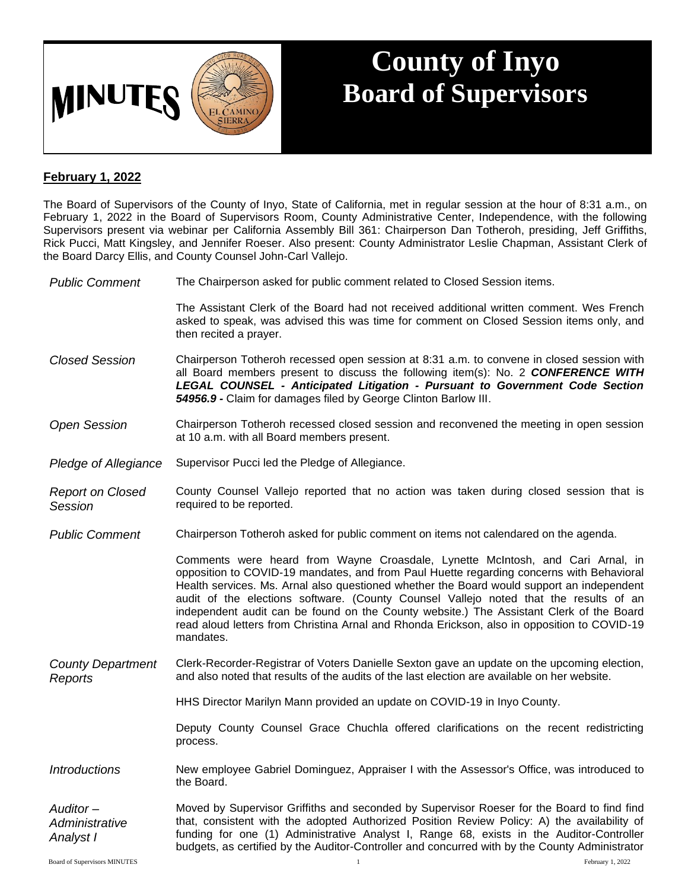# MINUTES

# County of Inyo Board of Supervisors

**February 1, 2022**

The Board of Supervisors of the County of Inyo, State of California, met in regular session at the hour of 8:31 a.m., on February 1, 2022 in the Board of Supervisors Room, County Administrative Center, Independence, with the following Supervisors present via webinar per California Assembly Bill 361: Chairperson Dan Totheroh, presiding, Jeff Griffiths, Rick Pucci, Matt Kingsley, and Jennifer Roeser. Also present: County Administrator Leslie Chapman, Assistant Clerk of the Board Darcy Ellis, and County Counsel John-Carl Vallejo.

*Public Comment*

The Chairperson asked for public comment related to Closed Session items.

The Assistant Clerk of the Board had not received additional written comment. Wes French asked to speak, was advised this was time for comment on Closed Session items only, and then recited a prayer.

*Closed Session*

Chairperson Totheroh recessed open session at 8:31 a.m. to convene in closed session with all Board members present to discuss the following item(s): No. 2 ***CONFERENCE WITH LEGAL COUNSEL - Anticipated Litigation - Pursuant to Government Code Section 54956.9 -*** Claim for damages filed by George Clinton Barlow III.

*Open Session*

Chairperson Totheroh recessed closed session and reconvened the meeting in open session at 10 a.m. with all Board members present.

*Pledge of Allegiance*

Supervisor Pucci led the Pledge of Allegiance.

*Report on Closed Session*

County Counsel Vallejo reported that no action was taken during closed session that is required to be reported.

*Public Comment*

Chairperson Totheroh asked for public comment on items not calendared on the agenda.

Comments were heard from Wayne Croasdale, Lynette McIntosh, and Cari Arnal, in opposition to COVID-19 mandates, and from Paul Huette regarding concerns with Behavioral Health services. Ms. Arnal also questioned whether the Board would support an independent audit of the elections software. (County Counsel Vallejo noted that the results of an independent audit can be found on the County website.) The Assistant Clerk of the Board read aloud letters from Christina Arnal and Rhonda Erickson, also in opposition to COVID-19 mandates.

*County Department Reports*

Clerk-Recorder-Registrar of Voters Danielle Sexton gave an update on the upcoming election, and also noted that results of the audits of the last election are available on her website.

HHS Director Marilyn Mann provided an update on COVID-19 in Inyo County.

Deputy County Counsel Grace Chuchla offered clarifications on the recent redistricting process.

*Introductions*

New employee Gabriel Dominguez, Appraiser I with the Assessor's Office, was introduced to the Board.

*Auditor – Administrative Analyst I*

Moved by Supervisor Griffiths and seconded by Supervisor Roeser for the Board to find find that, consistent with the adopted Authorized Position Review Policy: A) the availability of funding for one (1) Administrative Analyst I, Range 68, exists in the Auditor-Controller budgets, as certified by the Auditor-Controller and concurred with by the County Administrator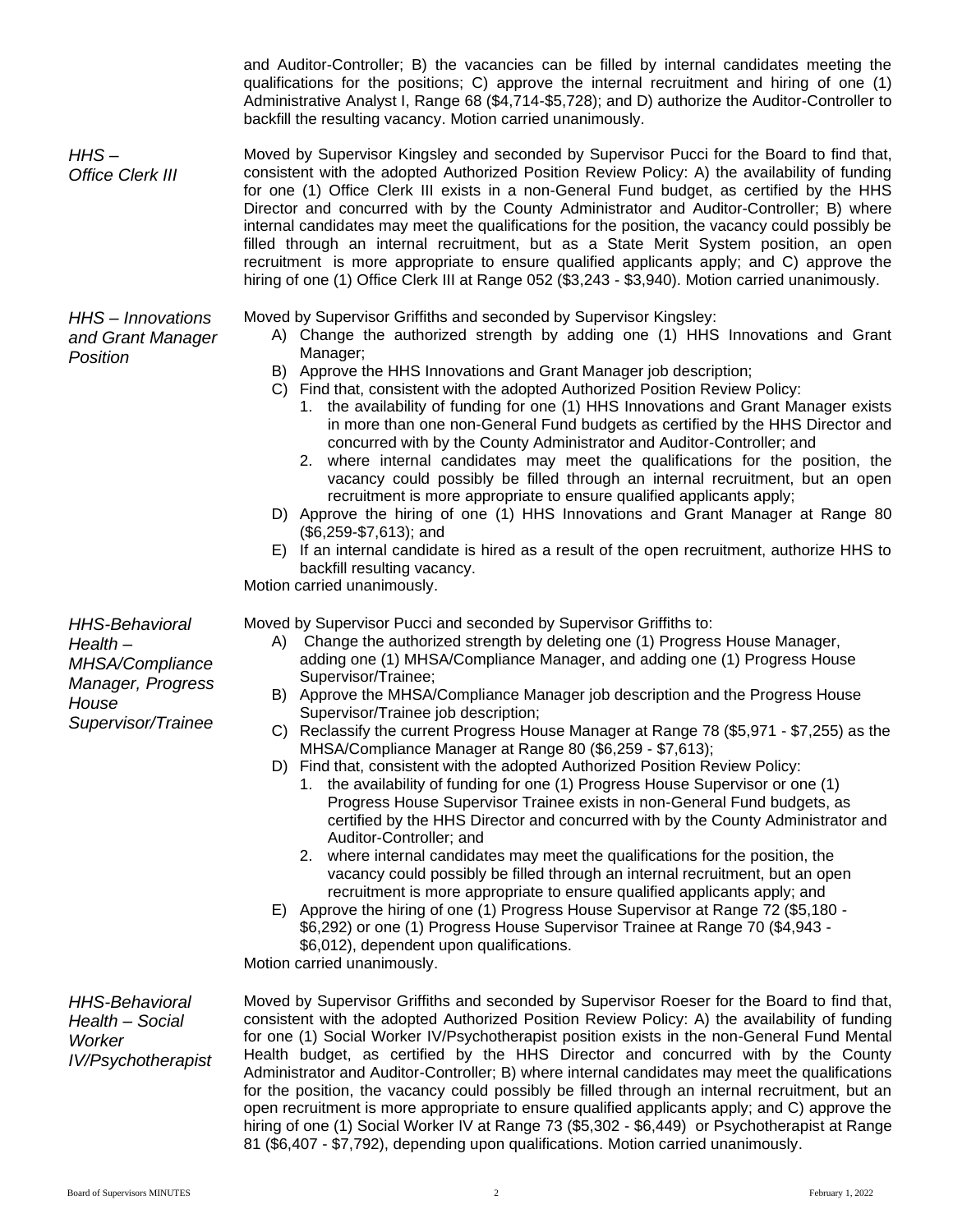and Auditor-Controller; B) the vacancies can be filled by internal candidates meeting the qualifications for the positions; C) approve the internal recruitment and hiring of one (1) Administrative Analyst I, Range 68 ($4,714-$5,728); and D) authorize the Auditor-Controller to backfill the resulting vacancy. Motion carried unanimously.

*HHS – Office Clerk III*

Moved by Supervisor Kingsley and seconded by Supervisor Pucci for the Board to find that, consistent with the adopted Authorized Position Review Policy: A) the availability of funding for one (1) Office Clerk III exists in a non-General Fund budget, as certified by the HHS Director and concurred with by the County Administrator and Auditor-Controller; B) where internal candidates may meet the qualifications for the position, the vacancy could possibly be filled through an internal recruitment, but as a State Merit System position, an open recruitment is more appropriate to ensure qualified applicants apply; and C) approve the hiring of one (1) Office Clerk III at Range 052 ($3,243 - $3,940). Motion carried unanimously.

*HHS – Innovations and Grant Manager Position*

Moved by Supervisor Griffiths and seconded by Supervisor Kingsley:

A) Change the authorized strength by adding one (1) HHS Innovations and Grant Manager;
B) Approve the HHS Innovations and Grant Manager job description;
C) Find that, consistent with the adopted Authorized Position Review Policy:
   1. the availability of funding for one (1) HHS Innovations and Grant Manager exists in more than one non-General Fund budgets as certified by the HHS Director and concurred with by the County Administrator and Auditor-Controller; and
   2. where internal candidates may meet the qualifications for the position, the vacancy could possibly be filled through an internal recruitment, but an open recruitment is more appropriate to ensure qualified applicants apply;
D) Approve the hiring of one (1) HHS Innovations and Grant Manager at Range 80 ($6,259-$7,613); and
E) If an internal candidate is hired as a result of the open recruitment, authorize HHS to backfill resulting vacancy.

Motion carried unanimously.

*HHS-Behavioral Health – MHSA/Compliance Manager, Progress House Supervisor/Trainee*

Moved by Supervisor Pucci and seconded by Supervisor Griffiths to:

A) Change the authorized strength by deleting one (1) Progress House Manager, adding one (1) MHSA/Compliance Manager, and adding one (1) Progress House Supervisor/Trainee;
B) Approve the MHSA/Compliance Manager job description and the Progress House Supervisor/Trainee job description;
C) Reclassify the current Progress House Manager at Range 78 ($5,971 - $7,255) as the MHSA/Compliance Manager at Range 80 ($6,259 - $7,613);
D) Find that, consistent with the adopted Authorized Position Review Policy:
   1. the availability of funding for one (1) Progress House Supervisor or one (1) Progress House Supervisor Trainee exists in non-General Fund budgets, as certified by the HHS Director and concurred with by the County Administrator and Auditor-Controller; and
   2. where internal candidates may meet the qualifications for the position, the vacancy could possibly be filled through an internal recruitment, but an open recruitment is more appropriate to ensure qualified applicants apply; and
E) Approve the hiring of one (1) Progress House Supervisor at Range 72 ($5,180 - $6,292) or one (1) Progress House Supervisor Trainee at Range 70 ($4,943 - $6,012), dependent upon qualifications.

Motion carried unanimously.

*HHS-Behavioral Health – Social Worker IV/Psychotherapist*

Moved by Supervisor Griffiths and seconded by Supervisor Roeser for the Board to find that, consistent with the adopted Authorized Position Review Policy: A) the availability of funding for one (1) Social Worker IV/Psychotherapist position exists in the non-General Fund Mental Health budget, as certified by the HHS Director and concurred with by the County Administrator and Auditor-Controller; B) where internal candidates may meet the qualifications for the position, the vacancy could possibly be filled through an internal recruitment, but an open recruitment is more appropriate to ensure qualified applicants apply; and C) approve the hiring of one (1) Social Worker IV at Range 73 ($5,302 - $6,449) or Psychotherapist at Range 81 ($6,407 - $7,792), depending upon qualifications. Motion carried unanimously.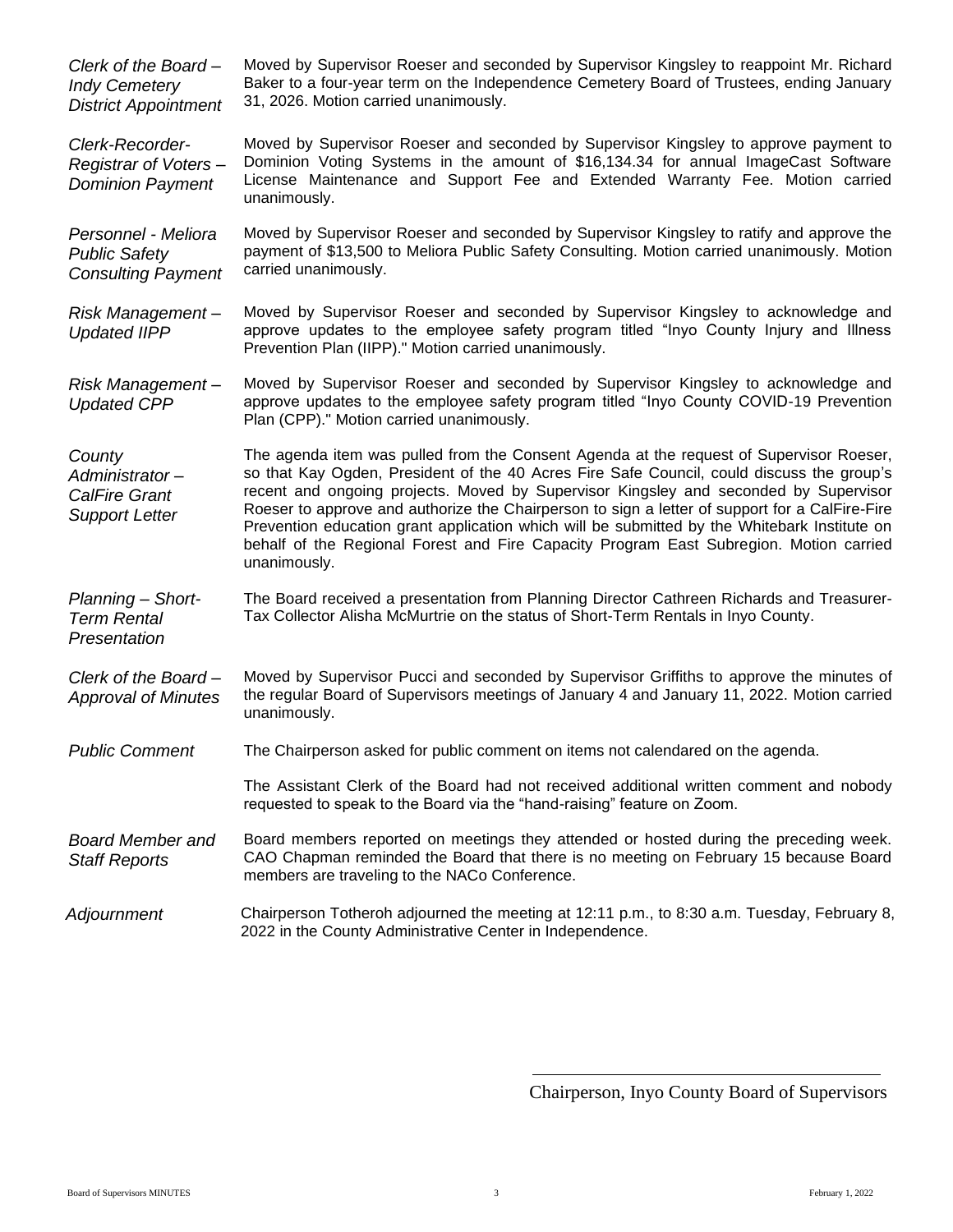*Clerk of the Board – Indy Cemetery District Appointment*

Moved by Supervisor Roeser and seconded by Supervisor Kingsley to reappoint Mr. Richard Baker to a four-year term on the Independence Cemetery Board of Trustees, ending January 31, 2026. Motion carried unanimously.

*Clerk-Recorder-Registrar of Voters – Dominion Payment*

Moved by Supervisor Roeser and seconded by Supervisor Kingsley to approve payment to Dominion Voting Systems in the amount of $16,134.34 for annual ImageCast Software License Maintenance and Support Fee and Extended Warranty Fee. Motion carried unanimously.

*Personnel - Meliora Public Safety Consulting Payment*

Moved by Supervisor Roeser and seconded by Supervisor Kingsley to ratify and approve the payment of $13,500 to Meliora Public Safety Consulting. Motion carried unanimously. Motion carried unanimously.

*Risk Management – Updated IIPP*

Moved by Supervisor Roeser and seconded by Supervisor Kingsley to acknowledge and approve updates to the employee safety program titled "Inyo County Injury and Illness Prevention Plan (IIPP)." Motion carried unanimously.

*Risk Management – Updated CPP*

Moved by Supervisor Roeser and seconded by Supervisor Kingsley to acknowledge and approve updates to the employee safety program titled "Inyo County COVID-19 Prevention Plan (CPP)." Motion carried unanimously.

*County Administrator – CalFire Grant Support Letter*

The agenda item was pulled from the Consent Agenda at the request of Supervisor Roeser, so that Kay Ogden, President of the 40 Acres Fire Safe Council, could discuss the group's recent and ongoing projects. Moved by Supervisor Kingsley and seconded by Supervisor Roeser to approve and authorize the Chairperson to sign a letter of support for a CalFire-Fire Prevention education grant application which will be submitted by the Whitebark Institute on behalf of the Regional Forest and Fire Capacity Program East Subregion. Motion carried unanimously.

*Planning – Short-Term Rental Presentation*

The Board received a presentation from Planning Director Cathreen Richards and Treasurer-Tax Collector Alisha McMurtrie on the status of Short-Term Rentals in Inyo County.

*Clerk of the Board – Approval of Minutes*

Moved by Supervisor Pucci and seconded by Supervisor Griffiths to approve the minutes of the regular Board of Supervisors meetings of January 4 and January 11, 2022. Motion carried unanimously.

*Public Comment*

The Chairperson asked for public comment on items not calendared on the agenda.

The Assistant Clerk of the Board had not received additional written comment and nobody requested to speak to the Board via the "hand-raising" feature on Zoom.

*Board Member and Staff Reports*

Board members reported on meetings they attended or hosted during the preceding week. CAO Chapman reminded the Board that there is no meeting on February 15 because Board members are traveling to the NACo Conference.

*Adjournment*

Chairperson Totheroh adjourned the meeting at 12:11 p.m., to 8:30 a.m. Tuesday, February 8, 2022 in the County Administrative Center in Independence.

\_\_\_\_\_\_\_\_\_\_\_\_\_\_\_\_\_\_\_\_\_\_\_\_\_\_\_\_\_\_\_\_\_\_\_\_\_\_\_\_

Chairperson, Inyo County Board of Supervisors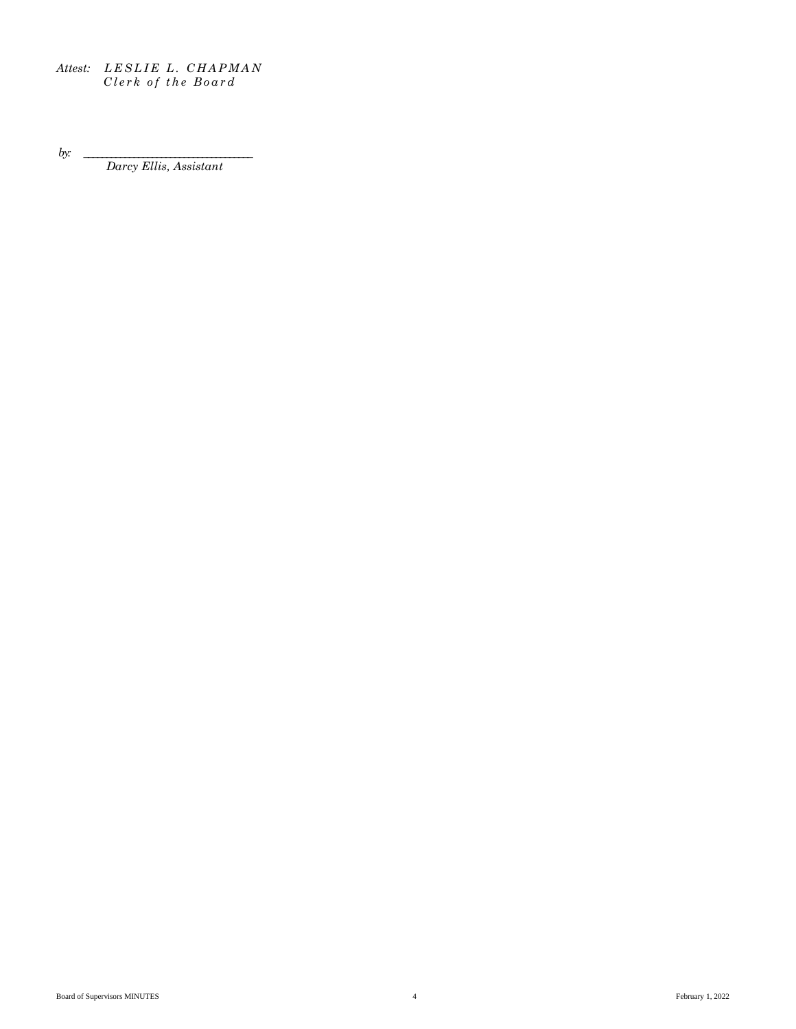*Attest: LESLIE L. CHAPMAN*
*Clerk of the Board*

*by:* ______________________________
*Darcy Ellis, Assistant*